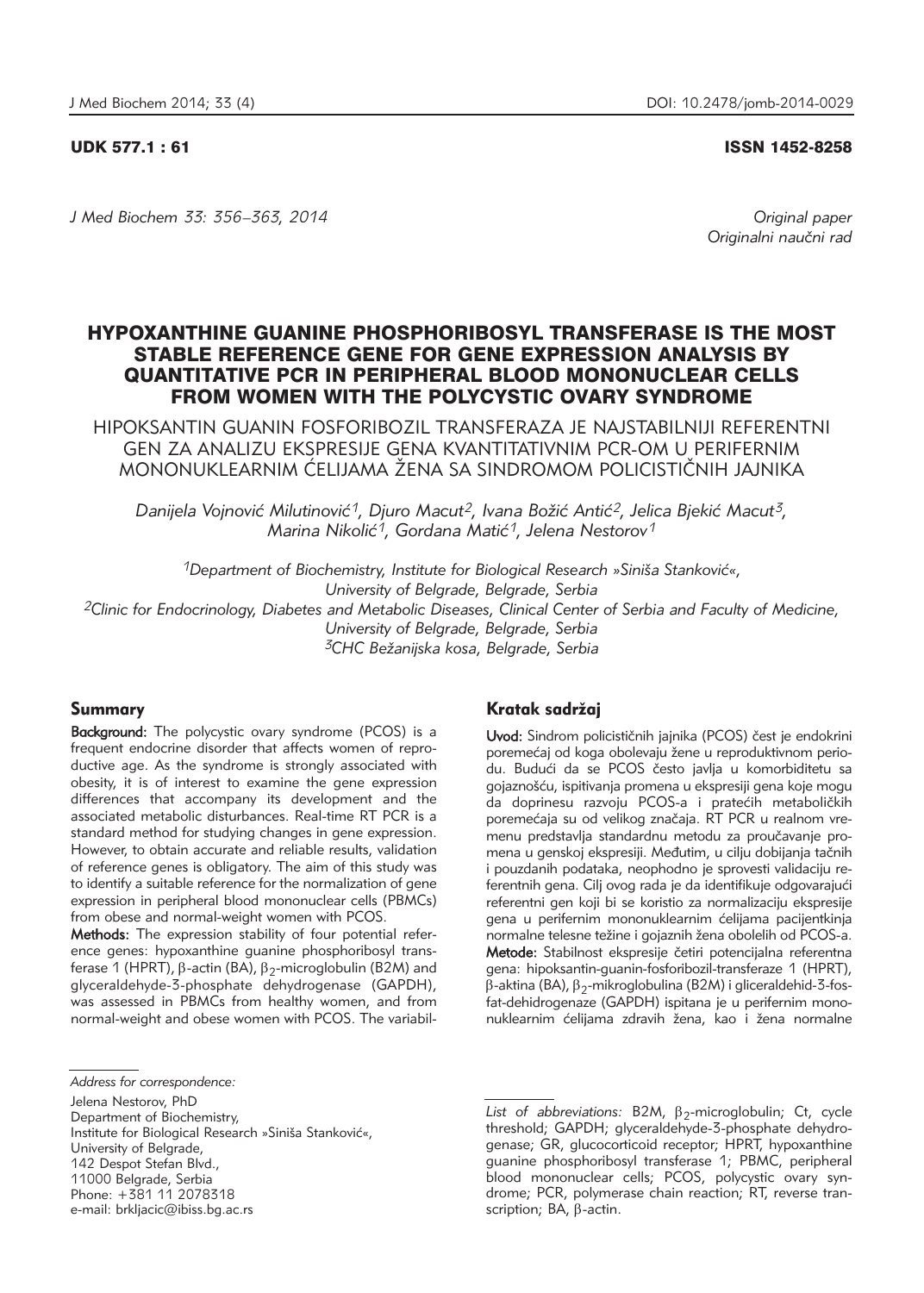UDK 577.1 : 61

ISSN 1452-8258

*Original paper*
*Originalni naučni rad*

# HYPOXANTHINE GUANINE PHOSPHORIBOSYL TRANSFERASE IS THE MOST STABLE REFERENCE GENE FOR GENE EXPRESSION ANALYSIS BY QUANTITATIVE PCR IN PERIPHERAL BLOOD MONONUCLEAR CELLS FROM WOMEN WITH THE POLYCYSTIC OVARY SYNDROME

## HIPOKSANTIN GUANIN FOSFORIBOZIL TRANSFERAZA JE NAJSTABILNIJI REFERENTNI GEN ZA ANALIZU EKSPRESIJE GENA KVANTITATIVNIM PCR-OM U PERIFERNIM MONONUKLEARNIM ĆELIJAMA ŽENA SA SINDROMOM POLICISTIČNIH JAJNIKA

*Danijela Vojnović Milutinović[1], Djuro Macut[2], Ivana Božić Antić[2], Jelica Bjekić Macut[3], Marina Nikolić[1], Gordana Matić[1], Jelena Nestorov[1]*

[1]Department of Biochemistry, Institute for Biological Research »Siniša Stanković«, University of Belgrade, Belgrade, Serbia
[2]Clinic for Endocrinology, Diabetes and Metabolic Diseases, Clinical Center of Serbia and Faculty of Medicine, University of Belgrade, Belgrade, Serbia
[3]CHC Bežanijska kosa, Belgrade, Serbia

### Summary

**Background:** The polycystic ovary syndrome (PCOS) is a frequent endocrine disorder that affects women of reproductive age. As the syndrome is strongly associated with obesity, it is of interest to examine the gene expression differences that accompany its development and the associated metabolic disturbances. Real-time RT PCR is a standard method for studying changes in gene expression. However, to obtain accurate and reliable results, validation of reference genes is obligatory. The aim of this study was to identify a suitable reference for the normalization of gene expression in peripheral blood mononuclear cells (PBMCs) from obese and normal-weight women with PCOS.

**Methods:** The expression stability of four potential reference genes: hypoxanthine guanine phosphoribosyl transferase 1 (HPRT), β-actin (BA), $\beta_2$-microglobulin (B2M) and glyceraldehyde-3-phosphate dehydrogenase (GAPDH), was assessed in PBMCs from healthy women, and from normal-weight and obese women with PCOS. The variabil-

### Kratak sadržaj

**Uvod:** Sindrom policističnih jajnika (PCOS) čest je endokrini poremećaj od koga obolevaju žene u reproduktivnom periodu. Budući da se PCOS često javlja u komorbiditetu sa gojaznošću, ispitivanja promena u ekspresiji gena koje mogu da doprinesu razvoju PCOS-a i pratećih metaboličkih poremećaja su od velikog značaja. RT PCR u realnom vremenu predstavlja standardnu metodu za proučavanje promena u genskoj ekspresiji. Međutim, u cilju dobijanja tačnih i pouzdanih podataka, neophodno je sprovesti validaciju referentnih gena. Cilj ovog rada je da identifikuje odgovarajući referentni gen koji bi se koristio za normalizaciju ekspresije gena u perifernim mononuklearnim ćelijama pacijentkinja normalne telesne težine i gojaznih žena obolelih od PCOS-a.

**Metode:** Stabilnost ekspresije četiri potencijalna referentna gena: hipoksantin-guanin-fosforibozil-transferaze 1 (HPRT), β-aktina (BA), $\beta_2$-mikroglobulina (B2M) i gliceraldehid-3-fosfat-dehidrogenaze (GAPDH) ispitana je u perifernim mononuklearnim ćelijama zdravih žena, kao i žena normalne

*Address for correspondence:*
Jelena Nestorov, PhD
Department of Biochemistry,
Institute for Biological Research »Siniša Stanković«,
University of Belgrade,
142 Despot Stefan Blvd.,
11000 Belgrade, Serbia
Phone: +381 11 2078318
e-mail: brkljacic@ibiss.bg.ac.rs

*List of abbreviations:* B2M, $\beta_2$-microglobulin; Ct, cycle threshold; GAPDH; glyceraldehyde-3-phosphate dehydrogenase; GR, glucocorticoid receptor; HPRT, hypoxanthine guanine phosphoribosyl transferase 1; PBMC, peripheral blood mononuclear cells; PCOS, polycystic ovary syndrome; PCR, polymerase chain reaction; RT, reverse transcription; BA, β-actin.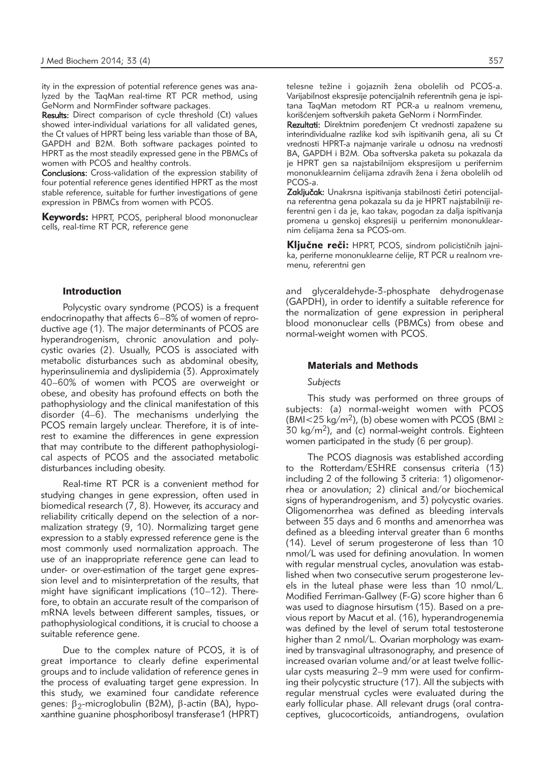ity in the expression of potential reference genes was analyzed by the TaqMan real-time RT PCR method, using GeNorm and NormFinder software packages.

**Results:** Direct comparison of cycle threshold (Ct) values showed inter-individual variations for all validated genes, the Ct values of HPRT being less variable than those of BA, GAPDH and B2M. Both software packages pointed to HPRT as the most steadily expressed gene in the PBMCs of women with PCOS and healthy controls.

**Conclusions:** Cross-validation of the expression stability of four potential reference genes identified HPRT as the most stable reference, suitable for further investigations of gene expression in PBMCs from women with PCOS.

**Keywords:** HPRT, PCOS, peripheral blood mononuclear cells, real-time RT PCR, reference gene

telesne težine i gojaznih žena obolelih od PCOS-a. Varijabilnost ekspresije potencijalnih referentnih gena je ispitana TaqMan metodom RT PCR-a u realnom vremenu, korišćenjem softverskih paketa GeNorm i NormFinder.

**Rezultati:** Direktnim poređenjem Ct vrednosti zapažene su interindividualne razlike kod svih ispitivanih gena, ali su Ct vrednosti HPRT-a najmanje varirale u odnosu na vrednosti BA, GAPDH i B2M. Oba softverska paketa su pokazala da je HPRT gen sa najstabilnijom ekspresijom u perifernim mononuklearnim ćelijama zdravih žena i žena obolelih od PCOS-a.

**Zaključak:** Unakrsna ispitivanja stabilnosti četiri potencijalna referentna gena pokazala su da je HPRT najstabilniji referentni gen i da je, kao takav, pogodan za dalja ispitivanja promena u genskoj ekspresiji u perifernim mononuklearnim ćelijama žena sa PCOS-om.

**Ključne reči:** HPRT, PCOS, sindrom policističnih jajnika, periferne mononuklearne ćelije, RT PCR u realnom vremenu, referentni gen

## Introduction

Polycystic ovary syndrome (PCOS) is a frequent endocrinopathy that affects 6–8% of women of reproductive age (1). The major determinants of PCOS are hyperandrogenism, chronic anovulation and polycystic ovaries (2). Usually, PCOS is associated with metabolic disturbances such as abdominal obesity, hyperinsulinemia and dyslipidemia (3). Approximately 40–60% of women with PCOS are overweight or obese, and obesity has profound effects on both the pathophysiology and the clinical manifestation of this disorder (4–6). The mechanisms underlying the PCOS remain largely unclear. Therefore, it is of interest to examine the differences in gene expression that may contribute to the different pathophysiological aspects of PCOS and the associated metabolic disturbances including obesity.

Real-time RT PCR is a convenient method for studying changes in gene expression, often used in biomedical research (7, 8). However, its accuracy and reliability critically depend on the selection of a normalization strategy (9, 10). Normalizing target gene expression to a stably expressed reference gene is the most commonly used normalization approach. The use of an inappropriate reference gene can lead to under- or over-estimation of the target gene expression level and to misinterpretation of the results, that might have significant implications (10–12). Therefore, to obtain an accurate result of the comparison of mRNA levels between different samples, tissues, or pathophysiological conditions, it is crucial to choose a suitable reference gene.

Due to the complex nature of PCOS, it is of great importance to clearly define experimental groups and to include validation of reference genes in the process of evaluating target gene expression. In this study, we examined four candidate reference genes: $\beta_2$-microglobulin (B2M), $\beta$-actin (BA), hypoxanthine guanine phosphoribosyl transferase1 (HPRT) and glyceraldehyde-3-phosphate dehydrogenase (GAPDH), in order to identify a suitable reference for the normalization of gene expression in peripheral blood mononuclear cells (PBMCs) from obese and normal-weight women with PCOS.

## Materials and Methods

### *Subjects*

This study was performed on three groups of subjects: (a) normal-weight women with PCOS (BMI<25 kg/m$^2$), (b) obese women with PCOS (BMI $\geq$ 30 kg/m$^2$), and (c) normal-weight controls. Eighteen women participated in the study (6 per group).

The PCOS diagnosis was established according to the Rotterdam/ESHRE consensus criteria (13) including 2 of the following 3 criteria: 1) oligomenorrhea or anovulation; 2) clinical and/or biochemical signs of hyperandrogenism, and 3) polycystic ovaries. Oligomenorrhea was defined as bleeding intervals between 35 days and 6 months and amenorrhea was defined as a bleeding interval greater than 6 months (14). Level of serum progesterone of less than 10 nmol/L was used for defining anovulation. In women with regular menstrual cycles, anovulation was established when two consecutive serum progesterone levels in the luteal phase were less than 10 nmol/L. Modified Ferriman-Gallwey (F-G) score higher than 6 was used to diagnose hirsutism (15). Based on a previous report by Macut et al. (16), hyperandrogenemia was defined by the level of serum total testosterone higher than 2 nmol/L. Ovarian morphology was examined by transvaginal ultrasonography, and presence of increased ovarian volume and/or at least twelve follicular cysts measuring 2–9 mm were used for confirming their polycystic structure (17). All the subjects with regular menstrual cycles were evaluated during the early follicular phase. All relevant drugs (oral contraceptives, glucocorticoids, antiandrogens, ovulation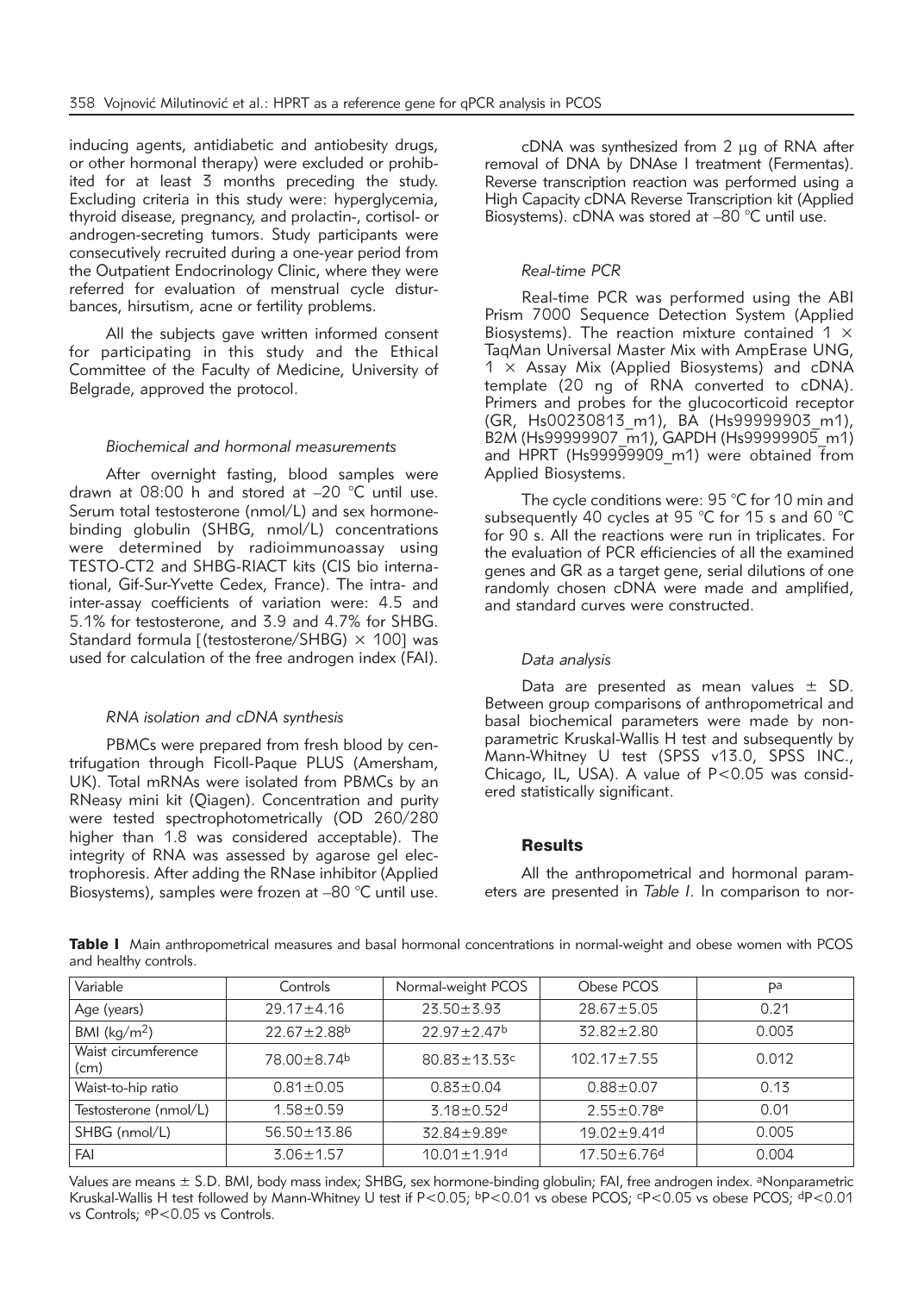inducing agents, antidiabetic and antiobesity drugs, or other hormonal therapy) were excluded or prohibited for at least 3 months preceding the study. Excluding criteria in this study were: hyperglycemia, thyroid disease, pregnancy, and prolactin-, cortisol- or androgen-secreting tumors. Study participants were consecutively recruited during a one-year period from the Outpatient Endocrinology Clinic, where they were referred for evaluation of menstrual cycle disturbances, hirsutism, acne or fertility problems.

All the subjects gave written informed consent for participating in this study and the Ethical Committee of the Faculty of Medicine, University of Belgrade, approved the protocol.

### *Biochemical and hormonal measurements*

After overnight fasting, blood samples were drawn at 08:00 h and stored at –20 °C until use. Serum total testosterone (nmol/L) and sex hormone-binding globulin (SHBG, nmol/L) concentrations were determined by radioimmunoassay using TESTO-CT2 and SHBG-RIACT kits (CIS bio international, Gif-Sur-Yvette Cedex, France). The intra- and inter-assay coefficients of variation were: 4.5 and 5.1% for testosterone, and 3.9 and 4.7% for SHBG. Standard formula [(testosterone/SHBG) × 100] was used for calculation of the free androgen index (FAI).

### *RNA isolation and cDNA synthesis*

PBMCs were prepared from fresh blood by centrifugation through Ficoll-Paque PLUS (Amersham, UK). Total mRNAs were isolated from PBMCs by an RNeasy mini kit (Qiagen). Concentration and purity were tested spectrophotometrically (OD 260/280 higher than 1.8 was considered acceptable). The integrity of RNA was assessed by agarose gel electrophoresis. After adding the RNase inhibitor (Applied Biosystems), samples were frozen at –80 °C until use.

cDNA was synthesized from 2 μg of RNA after removal of DNA by DNAse I treatment (Fermentas). Reverse transcription reaction was performed using a High Capacity cDNA Reverse Transcription kit (Applied Biosystems). cDNA was stored at –80 °C until use.

### *Real-time PCR*

Real-time PCR was performed using the ABI Prism 7000 Sequence Detection System (Applied Biosystems). The reaction mixture contained 1 × TaqMan Universal Master Mix with AmpErase UNG, 1 × Assay Mix (Applied Biosystems) and cDNA template (20 ng of RNA converted to cDNA). Primers and probes for the glucocorticoid receptor (GR, Hs00230813_m1), BA (Hs99999903_m1), B2M (Hs99999907_m1), GAPDH (Hs99999905_m1) and HPRT (Hs99999909_m1) were obtained from Applied Biosystems.

The cycle conditions were: 95 °C for 10 min and subsequently 40 cycles at 95 °C for 15 s and 60 °C for 90 s. All the reactions were run in triplicates. For the evaluation of PCR efficiencies of all the examined genes and GR as a target gene, serial dilutions of one randomly chosen cDNA were made and amplified, and standard curves were constructed.

### *Data analysis*

Data are presented as mean values ± SD. Between group comparisons of anthropometrical and basal biochemical parameters were made by nonparametric Kruskal-Wallis H test and subsequently by Mann-Whitney U test (SPSS v13.0, SPSS INC., Chicago, IL, USA). A value of $P<0.05$ was considered statistically significant.

## Results

All the anthropometrical and hormonal parameters are presented in *Table I*. In comparison to nor-

**Table I** Main anthropometrical measures and basal hormonal concentrations in normal-weight and obese women with PCOS and healthy controls.

| Variable | Controls | Normal-weight PCOS | Obese PCOS | P[a] |
|---|---|---|---|---|
| Age (years) | 29.17±4.16 | 23.50±3.93 | 28.67±5.05 | 0.21 |
| BMI (kg/m$^2$) | 22.67±2.88[b] | 22.97±2.47[b] | 32.82±2.80 | 0.003 |
| Waist circumference (cm) | 78.00±8.74[b] | 80.83±13.53[c] | 102.17±7.55 | 0.012 |
| Waist-to-hip ratio | 0.81±0.05 | 0.83±0.04 | 0.88±0.07 | 0.13 |
| Testosterone (nmol/L) | 1.58±0.59 | 3.18±0.52[d] | 2.55±0.78[e] | 0.01 |
| SHBG (nmol/L) | 56.50±13.86 | 32.84±9.89[e] | 19.02±9.41[d] | 0.005 |
| FAI | 3.06±1.57 | 10.01±1.91[d] | 17.50±6.76[d] | 0.004 |

Values are means ± S.D. BMI, body mass index; SHBG, sex hormone-binding globulin; FAI, free androgen index. [a]Nonparametric Kruskal-Wallis H test followed by Mann-Whitney U test if $P<0.05$; [b]$P<0.01$ vs obese PCOS; [c]$P<0.05$ vs obese PCOS; [d]$P<0.01$ vs Controls; [e]$P<0.05$ vs Controls.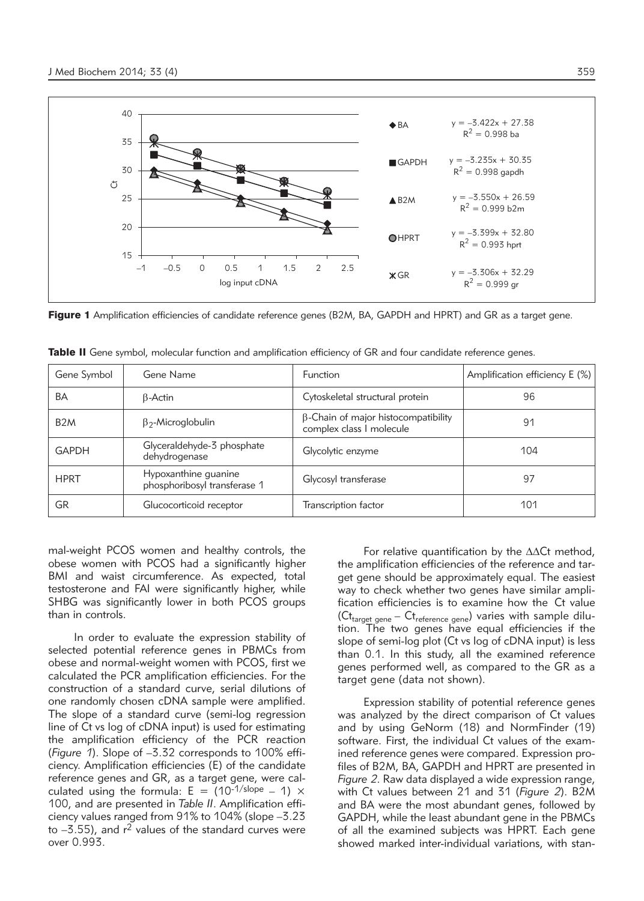**Figure 1** Amplification efficiencies of candidate reference genes (B2M, BA, GAPDH and HPRT) and GR as a target gene.

**Table II** Gene symbol, molecular function and amplification efficiency of GR and four candidate reference genes.

| Gene Symbol | Gene Name | Function | Amplification efficiency E (%) |
|---|---|---|---|
| BA | β-Actin | Cytoskeletal structural protein | 96 |
| B2M | $\beta_2$-Microglobulin | β-Chain of major histocompatibility complex class I molecule | 91 |
| GAPDH | Glyceraldehyde-3 phosphate dehydrogenase | Glycolytic enzyme | 104 |
| HPRT | Hypoxanthine guanine phosphoribosyl transferase 1 | Glycosyl transferase | 97 |
| GR | Glucocorticoid receptor | Transcription factor | 101 |

mal-weight PCOS women and healthy controls, the obese women with PCOS had a significantly higher BMI and waist circumference. As expected, total testosterone and FAI were significantly higher, while SHBG was significantly lower in both PCOS groups than in controls.

In order to evaluate the expression stability of selected potential reference genes in PBMCs from obese and normal-weight women with PCOS, first we calculated the PCR amplification efficiencies. For the construction of a standard curve, serial dilutions of one randomly chosen cDNA sample were amplified. The slope of a standard curve (semi-log regression line of Ct vs log of cDNA input) is used for estimating the amplification efficiency of the PCR reaction (*Figure 1*). Slope of –3.32 corresponds to 100% efficiency. Amplification efficiencies (E) of the candidate reference genes and GR, as a target gene, were calculated using the formula: $E = (10^{-1/\text{slope}} - 1) \times 100$, and are presented in *Table II*. Amplification efficiency values ranged from 91% to 104% (slope –3.23 to –3.55), and $r^2$ values of the standard curves were over 0.993.

For relative quantification by the ΔΔCt method, the amplification efficiencies of the reference and target gene should be approximately equal. The easiest way to check whether two genes have similar amplification efficiencies is to examine how the Ct value ($Ct_{\text{target gene}} - Ct_{\text{reference gene}}$) varies with sample dilution. The two genes have equal efficiencies if the slope of semi-log plot (Ct vs log of cDNA input) is less than 0.1. In this study, all the examined reference genes performed well, as compared to the GR as a target gene (data not shown).

Expression stability of potential reference genes was analyzed by the direct comparison of Ct values and by using GeNorm (18) and NormFinder (19) software. First, the individual Ct values of the examined reference genes were compared. Expression profiles of B2M, BA, GAPDH and HPRT are presented in *Figure 2*. Raw data displayed a wide expression range, with Ct values between 21 and 31 (*Figure 2*). B2M and BA were the most abundant genes, followed by GAPDH, while the least abundant gene in the PBMCs of all the examined subjects was HPRT. Each gene showed marked inter-individual variations, with stan-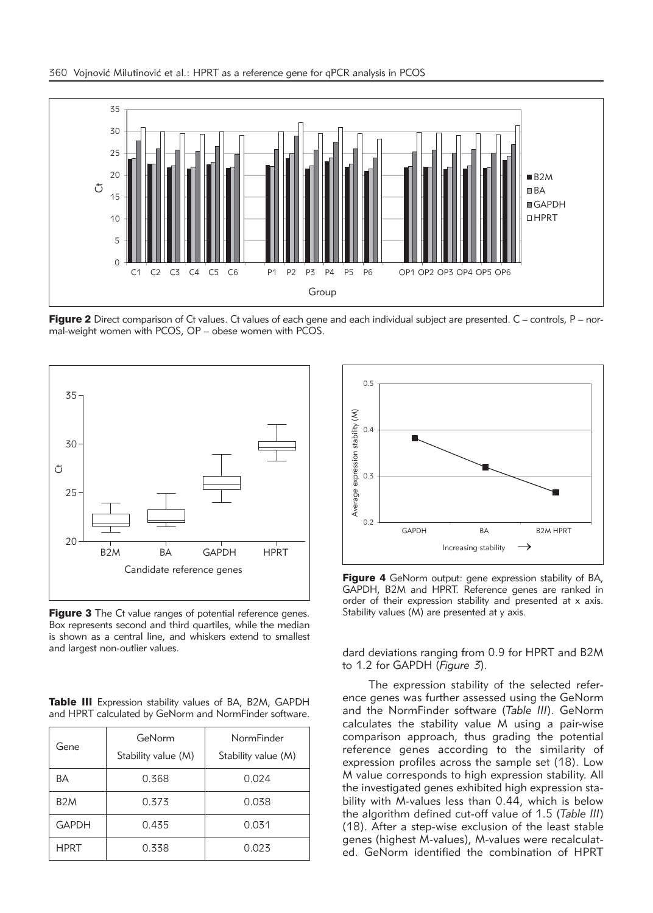Figure 2 Direct comparison of Ct values. Ct values of each gene and each individual subject are presented. C – controls, P – normal-weight women with PCOS, OP – obese women with PCOS.

Figure 3 The Ct value ranges of potential reference genes. Box represents second and third quartiles, while the median is shown as a central line, and whiskers extend to smallest and largest non-outlier values.

Figure 4 GeNorm output: gene expression stability of BA, GAPDH, B2M and HPRT. Reference genes are ranked in order of their expression stability and presented at x axis. Stability values (M) are presented at y axis.

**Table III** Expression stability values of BA, B2M, GAPDH and HPRT calculated by GeNorm and NormFinder software.

| Gene | GeNorm Stability value (M) | NormFinder Stability value (M) |
|---|---|---|
| BA | 0.368 | 0.024 |
| B2M | 0.373 | 0.038 |
| GAPDH | 0.435 | 0.031 |
| HPRT | 0.338 | 0.023 |

dard deviations ranging from 0.9 for HPRT and B2M to 1.2 for GAPDH (*Figure 3*).

The expression stability of the selected reference genes was further assessed using the GeNorm and the NormFinder software (*Table III*). GeNorm calculates the stability value M using a pair-wise comparison approach, thus grading the potential reference genes according to the similarity of expression profiles across the sample set (18). Low M value corresponds to high expression stability. All the investigated genes exhibited high expression stability with M-values less than 0.44, which is below the algorithm defined cut-off value of 1.5 (*Table III*) (18). After a step-wise exclusion of the least stable genes (highest M-values), M-values were recalculated. GeNorm identified the combination of HPRT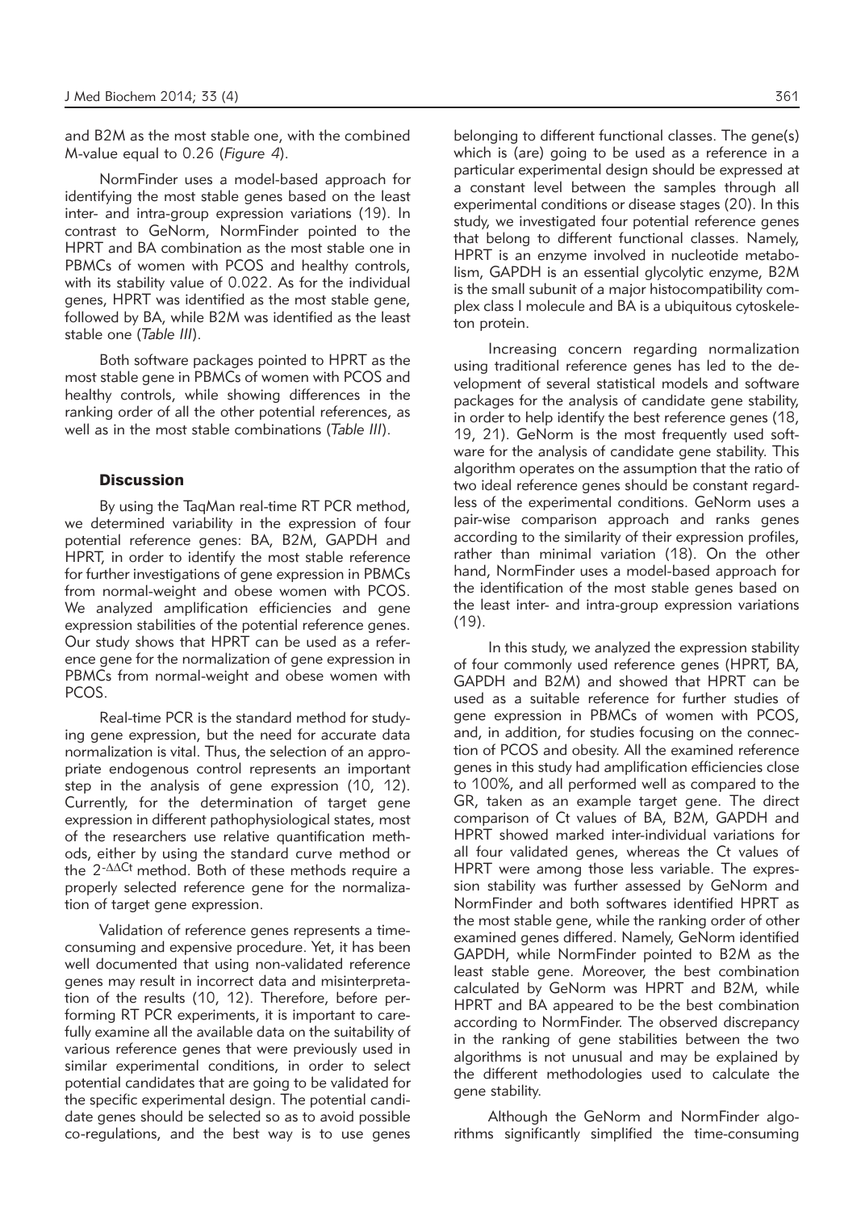and B2M as the most stable one, with the combined M-value equal to 0.26 (*Figure 4*).

NormFinder uses a model-based approach for identifying the most stable genes based on the least inter- and intra-group expression variations (19). In contrast to GeNorm, NormFinder pointed to the HPRT and BA combination as the most stable one in PBMCs of women with PCOS and healthy controls, with its stability value of 0.022. As for the individual genes, HPRT was identified as the most stable gene, followed by BA, while B2M was identified as the least stable one (*Table III*).

Both software packages pointed to HPRT as the most stable gene in PBMCs of women with PCOS and healthy controls, while showing differences in the ranking order of all the other potential references, as well as in the most stable combinations (*Table III*).

## Discussion

By using the TaqMan real-time RT PCR method, we determined variability in the expression of four potential reference genes: BA, B2M, GAPDH and HPRT, in order to identify the most stable reference for further investigations of gene expression in PBMCs from normal-weight and obese women with PCOS. We analyzed amplification efficiencies and gene expression stabilities of the potential reference genes. Our study shows that HPRT can be used as a reference gene for the normalization of gene expression in PBMCs from normal-weight and obese women with PCOS.

Real-time PCR is the standard method for studying gene expression, but the need for accurate data normalization is vital. Thus, the selection of an appropriate endogenous control represents an important step in the analysis of gene expression (10, 12). Currently, for the determination of target gene expression in different pathophysiological states, most of the researchers use relative quantification methods, either by using the standard curve method or the $2^{-\Delta\Delta Ct}$ method. Both of these methods require a properly selected reference gene for the normalization of target gene expression.

Validation of reference genes represents a time-consuming and expensive procedure. Yet, it has been well documented that using non-validated reference genes may result in incorrect data and misinterpretation of the results (10, 12). Therefore, before performing RT PCR experiments, it is important to carefully examine all the available data on the suitability of various reference genes that were previously used in similar experimental conditions, in order to select potential candidates that are going to be validated for the specific experimental design. The potential candidate genes should be selected so as to avoid possible co-regulations, and the best way is to use genes belonging to different functional classes. The gene(s) which is (are) going to be used as a reference in a particular experimental design should be expressed at a constant level between the samples through all experimental conditions or disease stages (20). In this study, we investigated four potential reference genes that belong to different functional classes. Namely, HPRT is an enzyme involved in nucleotide metabolism, GAPDH is an essential glycolytic enzyme, B2M is the small subunit of a major histocompatibility complex class I molecule and BA is a ubiquitous cytoskeleton protein.

Increasing concern regarding normalization using traditional reference genes has led to the development of several statistical models and software packages for the analysis of candidate gene stability, in order to help identify the best reference genes (18, 19, 21). GeNorm is the most frequently used software for the analysis of candidate gene stability. This algorithm operates on the assumption that the ratio of two ideal reference genes should be constant regardless of the experimental conditions. GeNorm uses a pair-wise comparison approach and ranks genes according to the similarity of their expression profiles, rather than minimal variation (18). On the other hand, NormFinder uses a model-based approach for the identification of the most stable genes based on the least inter- and intra-group expression variations (19).

In this study, we analyzed the expression stability of four commonly used reference genes (HPRT, BA, GAPDH and B2M) and showed that HPRT can be used as a suitable reference for further studies of gene expression in PBMCs of women with PCOS, and, in addition, for studies focusing on the connection of PCOS and obesity. All the examined reference genes in this study had amplification efficiencies close to 100%, and all performed well as compared to the GR, taken as an example target gene. The direct comparison of Ct values of BA, B2M, GAPDH and HPRT showed marked inter-individual variations for all four validated genes, whereas the Ct values of HPRT were among those less variable. The expression stability was further assessed by GeNorm and NormFinder and both softwares identified HPRT as the most stable gene, while the ranking order of other examined genes differed. Namely, GeNorm identified GAPDH, while NormFinder pointed to B2M as the least stable gene. Moreover, the best combination calculated by GeNorm was HPRT and B2M, while HPRT and BA appeared to be the best combination according to NormFinder. The observed discrepancy in the ranking of gene stabilities between the two algorithms is not unusual and may be explained by the different methodologies used to calculate the gene stability.

Although the GeNorm and NormFinder algorithms significantly simplified the time-consuming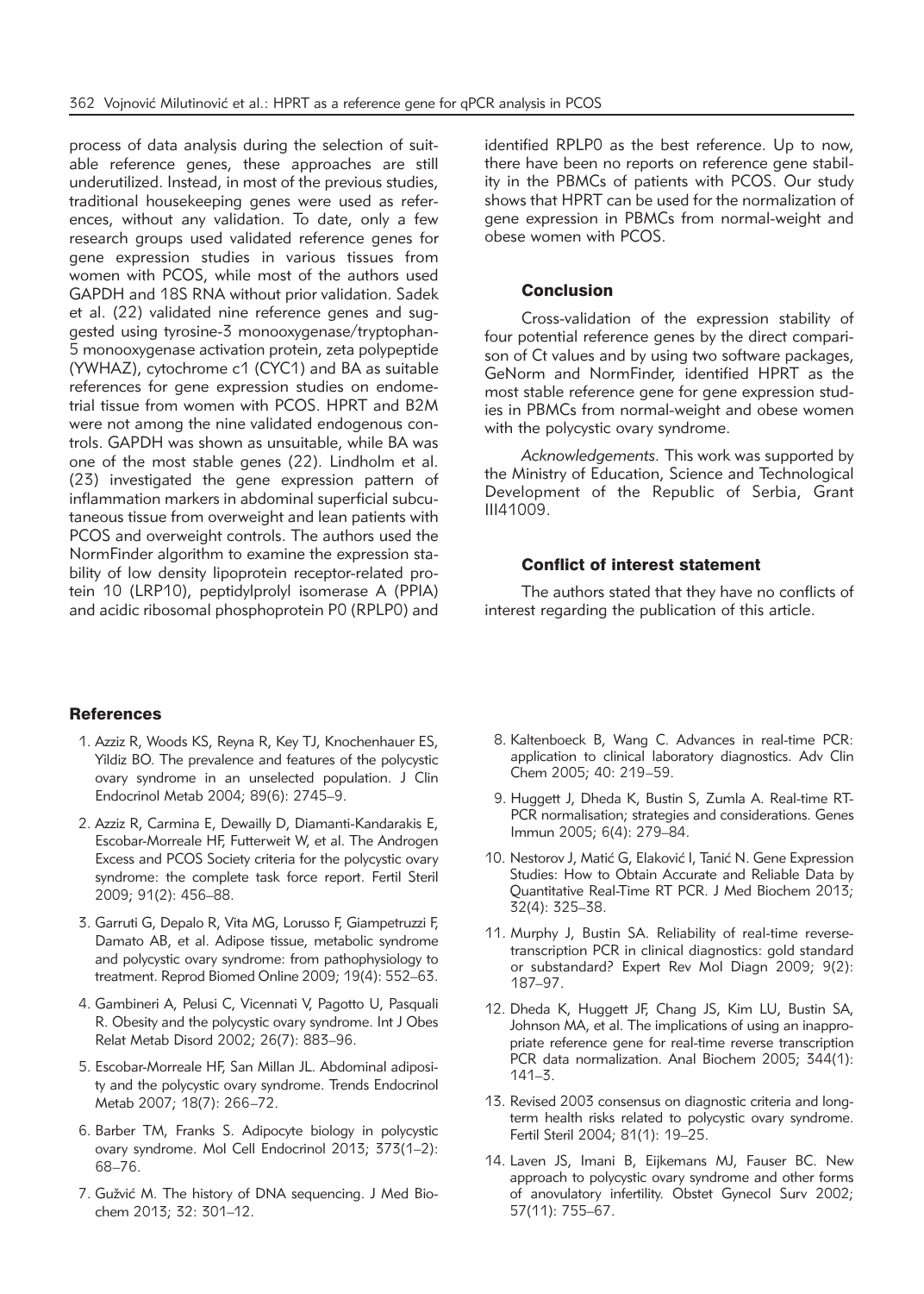process of data analysis during the selection of suitable reference genes, these approaches are still underutilized. Instead, in most of the previous studies, traditional housekeeping genes were used as references, without any validation. To date, only a few research groups used validated reference genes for gene expression studies in various tissues from women with PCOS, while most of the authors used GAPDH and 18S RNA without prior validation. Sadek et al. (22) validated nine reference genes and suggested using tyrosine-3 monooxygenase/tryptophan-5 monooxygenase activation protein, zeta polypeptide (YWHAZ), cytochrome c1 (CYC1) and BA as suitable references for gene expression studies on endometrial tissue from women with PCOS. HPRT and B2M were not among the nine validated endogenous controls. GAPDH was shown as unsuitable, while BA was one of the most stable genes (22). Lindholm et al. (23) investigated the gene expression pattern of inflammation markers in abdominal superficial subcutaneous tissue from overweight and lean patients with PCOS and overweight controls. The authors used the NormFinder algorithm to examine the expression stability of low density lipoprotein receptor-related protein 10 (LRP10), peptidylprolyl isomerase A (PPIA) and acidic ribosomal phosphoprotein P0 (RPLP0) and identified RPLP0 as the best reference. Up to now, there have been no reports on reference gene stability in the PBMCs of patients with PCOS. Our study shows that HPRT can be used for the normalization of gene expression in PBMCs from normal-weight and obese women with PCOS.

## Conclusion

Cross-validation of the expression stability of four potential reference genes by the direct comparison of Ct values and by using two software packages, GeNorm and NormFinder, identified HPRT as the most stable reference gene for gene expression studies in PBMCs from normal-weight and obese women with the polycystic ovary syndrome.

*Acknowledgements.* This work was supported by the Ministry of Education, Science and Technological Development of the Republic of Serbia, Grant III41009.

## Conflict of interest statement

The authors stated that they have no conflicts of interest regarding the publication of this article.

## References

1. Azziz R, Woods KS, Reyna R, Key TJ, Knochenhauer ES, Yildiz BO. The prevalence and features of the polycystic ovary syndrome in an unselected population. J Clin Endocrinol Metab 2004; 89(6): 2745–9.
2. Azziz R, Carmina E, Dewailly D, Diamanti-Kandarakis E, Escobar-Morreale HF, Futterweit W, et al. The Androgen Excess and PCOS Society criteria for the polycystic ovary syndrome: the complete task force report. Fertil Steril 2009; 91(2): 456–88.
3. Garruti G, Depalo R, Vita MG, Lorusso F, Giampetruzzi F, Damato AB, et al. Adipose tissue, metabolic syndrome and polycystic ovary syndrome: from pathophysiology to treatment. Reprod Biomed Online 2009; 19(4): 552–63.
4. Gambineri A, Pelusi C, Vicennati V, Pagotto U, Pasquali R. Obesity and the polycystic ovary syndrome. Int J Obes Relat Metab Disord 2002; 26(7): 883–96.
5. Escobar-Morreale HF, San Millan JL. Abdominal adiposity and the polycystic ovary syndrome. Trends Endocrinol Metab 2007; 18(7): 266–72.
6. Barber TM, Franks S. Adipocyte biology in polycystic ovary syndrome. Mol Cell Endocrinol 2013; 373(1–2): 68–76.
7. Gužvić M. The history of DNA sequencing. J Med Biochem 2013; 32: 301–12.
8. Kaltenboeck B, Wang C. Advances in real-time PCR: application to clinical laboratory diagnostics. Adv Clin Chem 2005; 40: 219–59.
9. Huggett J, Dheda K, Bustin S, Zumla A. Real-time RT-PCR normalisation; strategies and considerations. Genes Immun 2005; 6(4): 279–84.
10. Nestorov J, Matić G, Elaković I, Tanić N. Gene Expression Studies: How to Obtain Accurate and Reliable Data by Quantitative Real-Time RT PCR. J Med Biochem 2013; 32(4): 325–38.
11. Murphy J, Bustin SA. Reliability of real-time reverse-transcription PCR in clinical diagnostics: gold standard or substandard? Expert Rev Mol Diagn 2009; 9(2): 187–97.
12. Dheda K, Huggett JF, Chang JS, Kim LU, Bustin SA, Johnson MA, et al. The implications of using an inappropriate reference gene for real-time reverse transcription PCR data normalization. Anal Biochem 2005; 344(1): 141–3.
13. Revised 2003 consensus on diagnostic criteria and long-term health risks related to polycystic ovary syndrome. Fertil Steril 2004; 81(1): 19–25.
14. Laven JS, Imani B, Eijkemans MJ, Fauser BC. New approach to polycystic ovary syndrome and other forms of anovulatory infertility. Obstet Gynecol Surv 2002; 57(11): 755–67.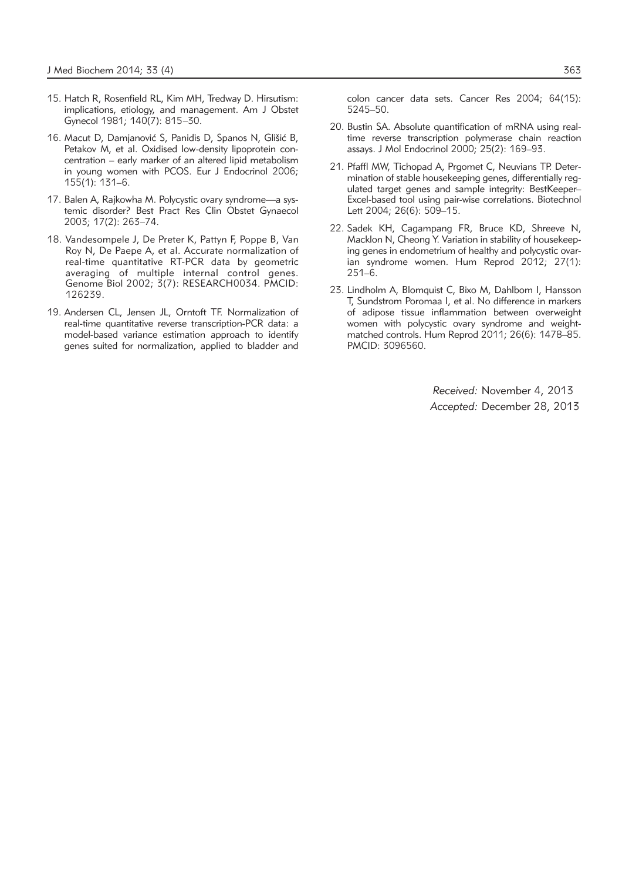15. Hatch R, Rosenfield RL, Kim MH, Tredway D. Hirsutism: implications, etiology, and management. Am J Obstet Gynecol 1981; 140(7): 815–30.

16. Macut D, Damjanović S, Panidis D, Spanos N, Glišić B, Petakov M, et al. Oxidised low-density lipoprotein concentration – early marker of an altered lipid metabolism in young women with PCOS. Eur J Endocrinol 2006; 155(1): 131–6.

17. Balen A, Rajkowha M. Polycystic ovary syndrome—a systemic disorder? Best Pract Res Clin Obstet Gynaecol 2003; 17(2): 263–74.

18. Vandesompele J, De Preter K, Pattyn F, Poppe B, Van Roy N, De Paepe A, et al. Accurate normalization of real-time quantitative RT-PCR data by geometric averaging of multiple internal control genes. Genome Biol 2002; 3(7): RESEARCH0034. PMCID: 126239.

19. Andersen CL, Jensen JL, Orntoft TF. Normalization of real-time quantitative reverse transcription-PCR data: a model-based variance estimation approach to identify genes suited for normalization, applied to bladder and colon cancer data sets. Cancer Res 2004; 64(15): 5245–50.

20. Bustin SA. Absolute quantification of mRNA using real-time reverse transcription polymerase chain reaction assays. J Mol Endocrinol 2000; 25(2): 169–93.

21. Pfaffl MW, Tichopad A, Prgomet C, Neuvians TP. Determination of stable housekeeping genes, differentially regulated target genes and sample integrity: BestKeeper–Excel-based tool using pair-wise correlations. Biotechnol Lett 2004; 26(6): 509–15.

22. Sadek KH, Cagampang FR, Bruce KD, Shreeve N, Macklon N, Cheong Y. Variation in stability of housekeeping genes in endometrium of healthy and polycystic ovarian syndrome women. Hum Reprod 2012; 27(1): 251–6.

23. Lindholm A, Blomquist C, Bixo M, Dahlbom I, Hansson T, Sundstrom Poromaa I, et al. No difference in markers of adipose tissue inflammation between overweight women with polycystic ovary syndrome and weight-matched controls. Hum Reprod 2011; 26(6): 1478–85. PMCID: 3096560.

*Received:* November 4, 2013
*Accepted:* December 28, 2013